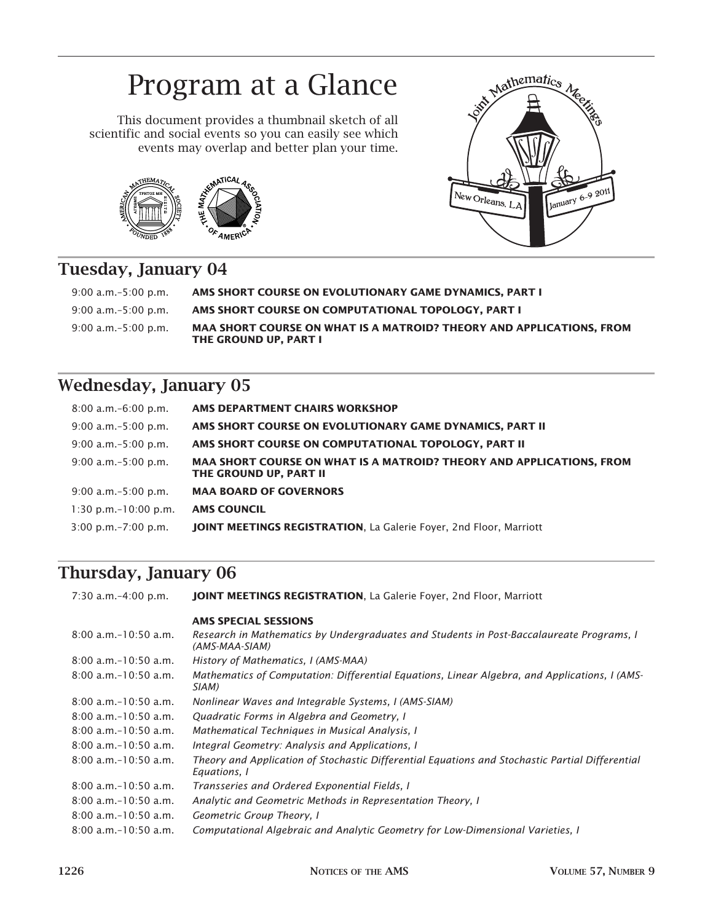# Program at a Glance

This document provides a thumbnail sketch of all scientific and social events so you can easily see which events may overlap and better plan your time.

## Tuesday, January 04

9:00 a.m.–5:00 p.m. **AMS SHORT COURSE ON EVOLUTIONARY GAME DYNAMICS, PART I**

9:00 a.m.–5:00 p.m. **AMS SHORT COURSE ON COMPUTATIONAL TOPOLOGY, PART I**

9:00 a.m.–5:00 p.m. **MAA SHORT COURSE ON WHAT IS A MATROID? THEORY AND APPLICATIONS, FROM THE GROUND UP, PART I**

## Wednesday, January 05

8:00 a.m.–6:00 p.m. **AMS DEPARTMENT CHAIRS WORKSHOP**

9:00 a.m.–5:00 p.m. **AMS SHORT COURSE ON EVOLUTIONARY GAME DYNAMICS, PART II**

9:00 a.m.–5:00 p.m. **AMS SHORT COURSE ON COMPUTATIONAL TOPOLOGY, PART II**

9:00 a.m.–5:00 p.m. **MAA SHORT COURSE ON WHAT IS A MATROID? THEORY AND APPLICATIONS, FROM THE GROUND UP, PART II**

9:00 a.m.–5:00 p.m. **MAA BOARD OF GOVERNORS**

1:30 p.m.–10:00 p.m. **AMS COUNCIL**

3:00 p.m.–7:00 p.m. **JOINT MEETINGS REGISTRATION**, La Galerie Foyer, 2nd Floor, Marriott

## Thursday, January 06

7:30 a.m.–4:00 p.m. **JOINT MEETINGS REGISTRATION**, La Galerie Foyer, 2nd Floor, Marriott

**AMS SPECIAL SESSIONS**

8:00 a.m.–10:50 a.m. *Research in Mathematics by Undergraduates and Students in Post-Baccalaureate Programs, I (AMS-MAA-SIAM)*

8:00 a.m.–10:50 a.m. *History of Mathematics, I (AMS-MAA)*

8:00 a.m.–10:50 a.m. *Mathematics of Computation: Differential Equations, Linear Algebra, and Applications, I (AMS-SIAM)*

8:00 a.m.–10:50 a.m. *Nonlinear Waves and Integrable Systems, I (AMS-SIAM)*

8:00 a.m.–10:50 a.m. *Quadratic Forms in Algebra and Geometry, I*

8:00 a.m.–10:50 a.m. *Mathematical Techniques in Musical Analysis, I*

8:00 a.m.–10:50 a.m. *Integral Geometry: Analysis and Applications, I*

8:00 a.m.–10:50 a.m. *Theory and Application of Stochastic Differential Equations and Stochastic Partial Differential Equations, I*

8:00 a.m.–10:50 a.m. *Transseries and Ordered Exponential Fields, I*

8:00 a.m.–10:50 a.m. *Analytic and Geometric Methods in Representation Theory, I*

8:00 a.m.–10:50 a.m. *Geometric Group Theory, I*

8:00 a.m.–10:50 a.m. *Computational Algebraic and Analytic Geometry for Low-Dimensional Varieties, I*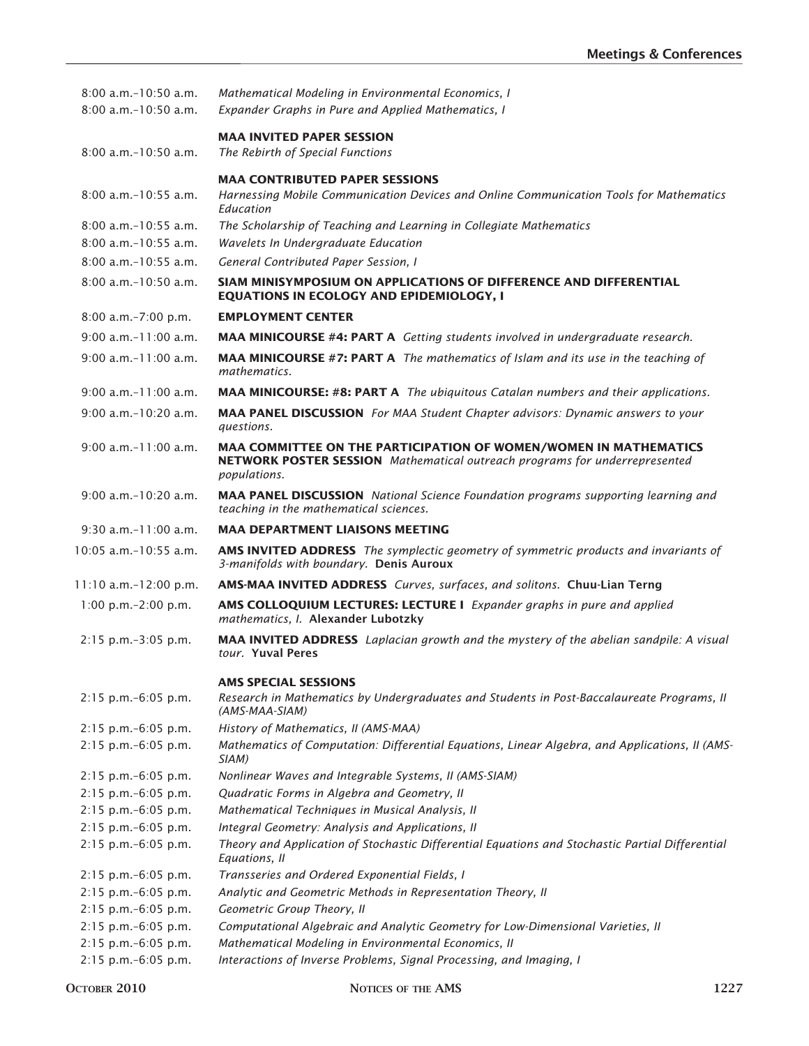8:00 a.m.–10:50 a.m. *Mathematical Modeling in Environmental Economics, I*

8:00 a.m.–10:50 a.m. *Expander Graphs in Pure and Applied Mathematics, I*

**MAA INVITED PAPER SESSION**

8:00 a.m.–10:50 a.m. *The Rebirth of Special Functions*

**MAA CONTRIBUTED PAPER SESSIONS**

8:00 a.m.–10:55 a.m. *Harnessing Mobile Communication Devices and Online Communication Tools for Mathematics Education*

8:00 a.m.–10:55 a.m. *The Scholarship of Teaching and Learning in Collegiate Mathematics*

8:00 a.m.–10:55 a.m. *Wavelets In Undergraduate Education*

8:00 a.m.–10:55 a.m. *General Contributed Paper Session, I*

8:00 a.m.–10:50 a.m. **SIAM MINISYMPOSIUM ON APPLICATIONS OF DIFFERENCE AND DIFFERENTIAL EQUATIONS IN ECOLOGY AND EPIDEMIOLOGY, I**

8:00 a.m.–7:00 p.m. **EMPLOYMENT CENTER**

9:00 a.m.–11:00 a.m. **MAA MINICOURSE #4: PART A** *Getting students involved in undergraduate research.*

9:00 a.m.–11:00 a.m. **MAA MINICOURSE #7: PART A** *The mathematics of Islam and its use in the teaching of mathematics.*

9:00 a.m.–11:00 a.m. **MAA MINICOURSE: #8: PART A** *The ubiquitous Catalan numbers and their applications.*

9:00 a.m.–10:20 a.m. **MAA PANEL DISCUSSION** *For MAA Student Chapter advisors: Dynamic answers to your questions.*

9:00 a.m.–11:00 a.m. **MAA COMMITTEE ON THE PARTICIPATION OF WOMEN/WOMEN IN MATHEMATICS NETWORK POSTER SESSION** *Mathematical outreach programs for underrepresented populations.*

9:00 a.m.–10:20 a.m. **MAA PANEL DISCUSSION** *National Science Foundation programs supporting learning and teaching in the mathematical sciences.*

9:30 a.m.–11:00 a.m. **MAA DEPARTMENT LIAISONS MEETING**

10:05 a.m.–10:55 a.m. **AMS INVITED ADDRESS** *The symplectic geometry of symmetric products and invariants of 3-manifolds with boundary.* **Denis Auroux**

11:10 a.m.–12:00 p.m. **AMS-MAA INVITED ADDRESS** *Curves, surfaces, and solitons.* **Chuu-Lian Terng**

1:00 p.m.–2:00 p.m. **AMS COLLOQUIUM LECTURES: LECTURE I** *Expander graphs in pure and applied mathematics, I.* **Alexander Lubotzky**

2:15 p.m.–3:05 p.m. **MAA INVITED ADDRESS** *Laplacian growth and the mystery of the abelian sandpile: A visual tour.* **Yuval Peres**

**AMS SPECIAL SESSIONS**

2:15 p.m.–6:05 p.m. *Research in Mathematics by Undergraduates and Students in Post-Baccalaureate Programs, II (AMS-MAA-SIAM)*

2:15 p.m.–6:05 p.m. *History of Mathematics, II (AMS-MAA)*

2:15 p.m.–6:05 p.m. *Mathematics of Computation: Differential Equations, Linear Algebra, and Applications, II (AMS-SIAM)*

2:15 p.m.–6:05 p.m. *Nonlinear Waves and Integrable Systems, II (AMS-SIAM)*

2:15 p.m.–6:05 p.m. *Quadratic Forms in Algebra and Geometry, II*

2:15 p.m.–6:05 p.m. *Mathematical Techniques in Musical Analysis, II*

2:15 p.m.–6:05 p.m. *Integral Geometry: Analysis and Applications, II*

2:15 p.m.–6:05 p.m. *Theory and Application of Stochastic Differential Equations and Stochastic Partial Differential Equations, II*

2:15 p.m.–6:05 p.m. *Transseries and Ordered Exponential Fields, I*

2:15 p.m.–6:05 p.m. *Analytic and Geometric Methods in Representation Theory, II*

2:15 p.m.–6:05 p.m. *Geometric Group Theory, II*

2:15 p.m.–6:05 p.m. *Computational Algebraic and Analytic Geometry for Low-Dimensional Varieties, II*

2:15 p.m.–6:05 p.m. *Mathematical Modeling in Environmental Economics, II*

2:15 p.m.–6:05 p.m. *Interactions of Inverse Problems, Signal Processing, and Imaging, I*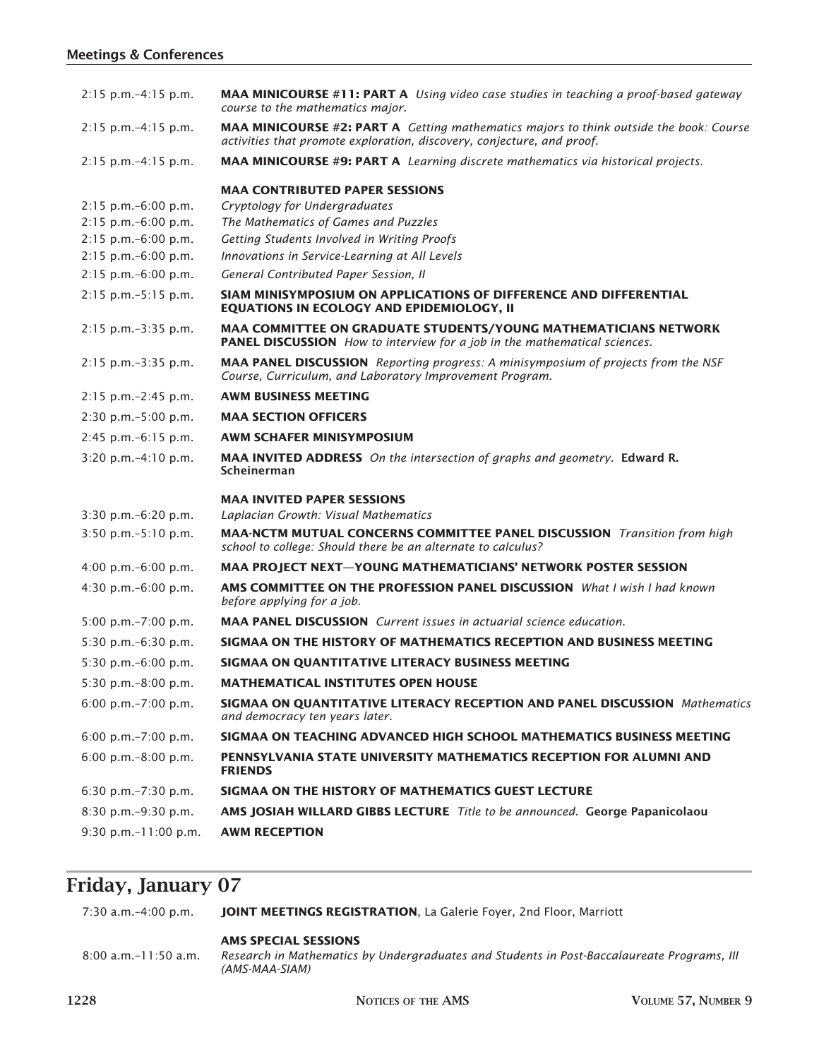| | |
|---|---|
| 2:15 p.m.–4:15 p.m. | **MAA MINICOURSE #11: PART A** *Using video case studies in teaching a proof-based gateway course to the mathematics major.* |
| 2:15 p.m.–4:15 p.m. | **MAA MINICOURSE #2: PART A** *Getting mathematics majors to think outside the book: Course activities that promote exploration, discovery, conjecture, and proof.* |
| 2:15 p.m.–4:15 p.m. | **MAA MINICOURSE #9: PART A** *Learning discrete mathematics via historical projects.* |
| | **MAA CONTRIBUTED PAPER SESSIONS** |
| 2:15 p.m.–6:00 p.m. | *Cryptology for Undergraduates* |
| 2:15 p.m.–6:00 p.m. | *The Mathematics of Games and Puzzles* |
| 2:15 p.m.–6:00 p.m. | *Getting Students Involved in Writing Proofs* |
| 2:15 p.m.–6:00 p.m. | *Innovations in Service-Learning at All Levels* |
| 2:15 p.m.–6:00 p.m. | *General Contributed Paper Session, II* |
| 2:15 p.m.–5:15 p.m. | **SIAM MINISYMPOSIUM ON APPLICATIONS OF DIFFERENCE AND DIFFERENTIAL EQUATIONS IN ECOLOGY AND EPIDEMIOLOGY, II** |
| 2:15 p.m.–3:35 p.m. | **MAA COMMITTEE ON GRADUATE STUDENTS/YOUNG MATHEMATICIANS NETWORK PANEL DISCUSSION** *How to interview for a job in the mathematical sciences.* |
| 2:15 p.m.–3:35 p.m. | **MAA PANEL DISCUSSION** *Reporting progress: A minisymposium of projects from the NSF Course, Curriculum, and Laboratory Improvement Program.* |
| 2:15 p.m.–2:45 p.m. | **AWM BUSINESS MEETING** |
| 2:30 p.m.–5:00 p.m. | **MAA SECTION OFFICERS** |
| 2:45 p.m.–6:15 p.m. | **AWM SCHAFER MINISYMPOSIUM** |
| 3:20 p.m.–4:10 p.m. | **MAA INVITED ADDRESS** *On the intersection of graphs and geometry.* **Edward R. Scheinerman** |
| | **MAA INVITED PAPER SESSIONS** |
| 3:30 p.m.–6:20 p.m. | *Laplacian Growth: Visual Mathematics* |
| 3:50 p.m.–5:10 p.m. | **MAA-NCTM MUTUAL CONCERNS COMMITTEE PANEL DISCUSSION** *Transition from high school to college: Should there be an alternate to calculus?* |
| 4:00 p.m.–6:00 p.m. | **MAA PROJECT NEXT—YOUNG MATHEMATICIANS' NETWORK POSTER SESSION** |
| 4:30 p.m.–6:00 p.m. | **AMS COMMITTEE ON THE PROFESSION PANEL DISCUSSION** *What I wish I had known before applying for a job.* |
| 5:00 p.m.–7:00 p.m. | **MAA PANEL DISCUSSION** *Current issues in actuarial science education.* |
| 5:30 p.m.–6:30 p.m. | **SIGMAA ON THE HISTORY OF MATHEMATICS RECEPTION AND BUSINESS MEETING** |
| 5:30 p.m.–6:00 p.m. | **SIGMAA ON QUANTITATIVE LITERACY BUSINESS MEETING** |
| 5:30 p.m.–8:00 p.m. | **MATHEMATICAL INSTITUTES OPEN HOUSE** |
| 6:00 p.m.–7:00 p.m. | **SIGMAA ON QUANTITATIVE LITERACY RECEPTION AND PANEL DISCUSSION** *Mathematics and democracy ten years later.* |
| 6:00 p.m.–7:00 p.m. | **SIGMAA ON TEACHING ADVANCED HIGH SCHOOL MATHEMATICS BUSINESS MEETING** |
| 6:00 p.m.–8:00 p.m. | **PENNSYLVANIA STATE UNIVERSITY MATHEMATICS RECEPTION FOR ALUMNI AND FRIENDS** |
| 6:30 p.m.–7:30 p.m. | **SIGMAA ON THE HISTORY OF MATHEMATICS GUEST LECTURE** |
| 8:30 p.m.–9:30 p.m. | **AMS JOSIAH WILLARD GIBBS LECTURE** *Title to be announced.* **George Papanicolaou** |
| 9:30 p.m.–11:00 p.m. | **AWM RECEPTION** |

## Friday, January 07

| | |
|---|---|
| 7:30 a.m.–4:00 p.m. | **JOINT MEETINGS REGISTRATION**, La Galerie Foyer, 2nd Floor, Marriott |
| | **AMS SPECIAL SESSIONS** |
| 8:00 a.m.–11:50 a.m. | *Research in Mathematics by Undergraduates and Students in Post-Baccalaureate Programs, III (AMS-MAA-SIAM)* |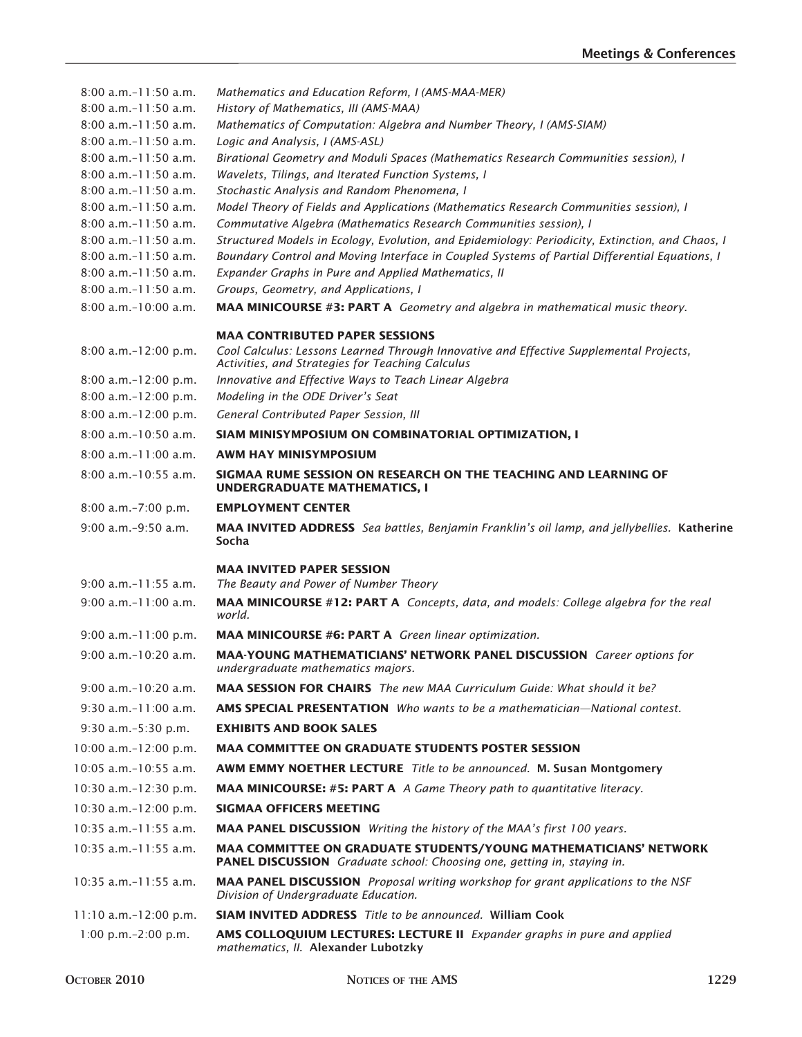8:00 a.m.–11:50 a.m. *Mathematics and Education Reform, I (AMS-MAA-MER)*

8:00 a.m.–11:50 a.m. *History of Mathematics, III (AMS-MAA)*

8:00 a.m.–11:50 a.m. *Mathematics of Computation: Algebra and Number Theory, I (AMS-SIAM)*

8:00 a.m.–11:50 a.m. *Logic and Analysis, I (AMS-ASL)*

8:00 a.m.–11:50 a.m. *Birational Geometry and Moduli Spaces (Mathematics Research Communities session), I*

8:00 a.m.–11:50 a.m. *Wavelets, Tilings, and Iterated Function Systems, I*

8:00 a.m.–11:50 a.m. *Stochastic Analysis and Random Phenomena, I*

8:00 a.m.–11:50 a.m. *Model Theory of Fields and Applications (Mathematics Research Communities session), I*

8:00 a.m.–11:50 a.m. *Commutative Algebra (Mathematics Research Communities session), I*

8:00 a.m.–11:50 a.m. *Structured Models in Ecology, Evolution, and Epidemiology: Periodicity, Extinction, and Chaos, I*

8:00 a.m.–11:50 a.m. *Boundary Control and Moving Interface in Coupled Systems of Partial Differential Equations, I*

8:00 a.m.–11:50 a.m. *Expander Graphs in Pure and Applied Mathematics, II*

8:00 a.m.–11:50 a.m. *Groups, Geometry, and Applications, I*

8:00 a.m.–10:00 a.m. **MAA MINICOURSE #3: PART A** *Geometry and algebra in mathematical music theory.*

**MAA CONTRIBUTED PAPER SESSIONS**

8:00 a.m.–12:00 p.m. *Cool Calculus: Lessons Learned Through Innovative and Effective Supplemental Projects, Activities, and Strategies for Teaching Calculus*

8:00 a.m.–12:00 p.m. *Innovative and Effective Ways to Teach Linear Algebra*

8:00 a.m.–12:00 p.m. *Modeling in the ODE Driver's Seat*

8:00 a.m.–12:00 p.m. *General Contributed Paper Session, III*

8:00 a.m.–10:50 a.m. **SIAM MINISYMPOSIUM ON COMBINATORIAL OPTIMIZATION, I**

8:00 a.m.–11:00 a.m. **AWM HAY MINISYMPOSIUM**

8:00 a.m.–10:55 a.m. **SIGMAA RUME SESSION ON RESEARCH ON THE TEACHING AND LEARNING OF UNDERGRADUATE MATHEMATICS, I**

8:00 a.m.–7:00 p.m. **EMPLOYMENT CENTER**

9:00 a.m.–9:50 a.m. **MAA INVITED ADDRESS** *Sea battles, Benjamin Franklin's oil lamp, and jellybellies.* **Katherine Socha**

**MAA INVITED PAPER SESSION**

9:00 a.m.–11:55 a.m. *The Beauty and Power of Number Theory*

9:00 a.m.–11:00 a.m. **MAA MINICOURSE #12: PART A** *Concepts, data, and models: College algebra for the real world.*

9:00 a.m.–11:00 p.m. **MAA MINICOURSE #6: PART A** *Green linear optimization.*

9:00 a.m.–10:20 a.m. **MAA-YOUNG MATHEMATICIANS' NETWORK PANEL DISCUSSION** *Career options for undergraduate mathematics majors.*

9:00 a.m.–10:20 a.m. **MAA SESSION FOR CHAIRS** *The new MAA Curriculum Guide: What should it be?*

9:30 a.m.–11:00 a.m. **AMS SPECIAL PRESENTATION** *Who wants to be a mathematician—National contest.*

9:30 a.m.–5:30 p.m. **EXHIBITS AND BOOK SALES**

10:00 a.m.–12:00 p.m. **MAA COMMITTEE ON GRADUATE STUDENTS POSTER SESSION**

10:05 a.m.–10:55 a.m. **AWM EMMY NOETHER LECTURE** *Title to be announced.* **M. Susan Montgomery**

10:30 a.m.–12:30 p.m. **MAA MINICOURSE: #5: PART A** *A Game Theory path to quantitative literacy.*

10:30 a.m.–12:00 p.m. **SIGMAA OFFICERS MEETING**

10:35 a.m.–11:55 a.m. **MAA PANEL DISCUSSION** *Writing the history of the MAA's first 100 years.*

10:35 a.m.–11:55 a.m. **MAA COMMITTEE ON GRADUATE STUDENTS/YOUNG MATHEMATICIANS' NETWORK PANEL DISCUSSION** *Graduate school: Choosing one, getting in, staying in.*

10:35 a.m.–11:55 a.m. **MAA PANEL DISCUSSION** *Proposal writing workshop for grant applications to the NSF Division of Undergraduate Education.*

11:10 a.m.–12:00 p.m. **SIAM INVITED ADDRESS** *Title to be announced.* **William Cook**

1:00 p.m.–2:00 p.m. **AMS COLLOQUIUM LECTURES: LECTURE II** *Expander graphs in pure and applied mathematics, II.* **Alexander Lubotzky**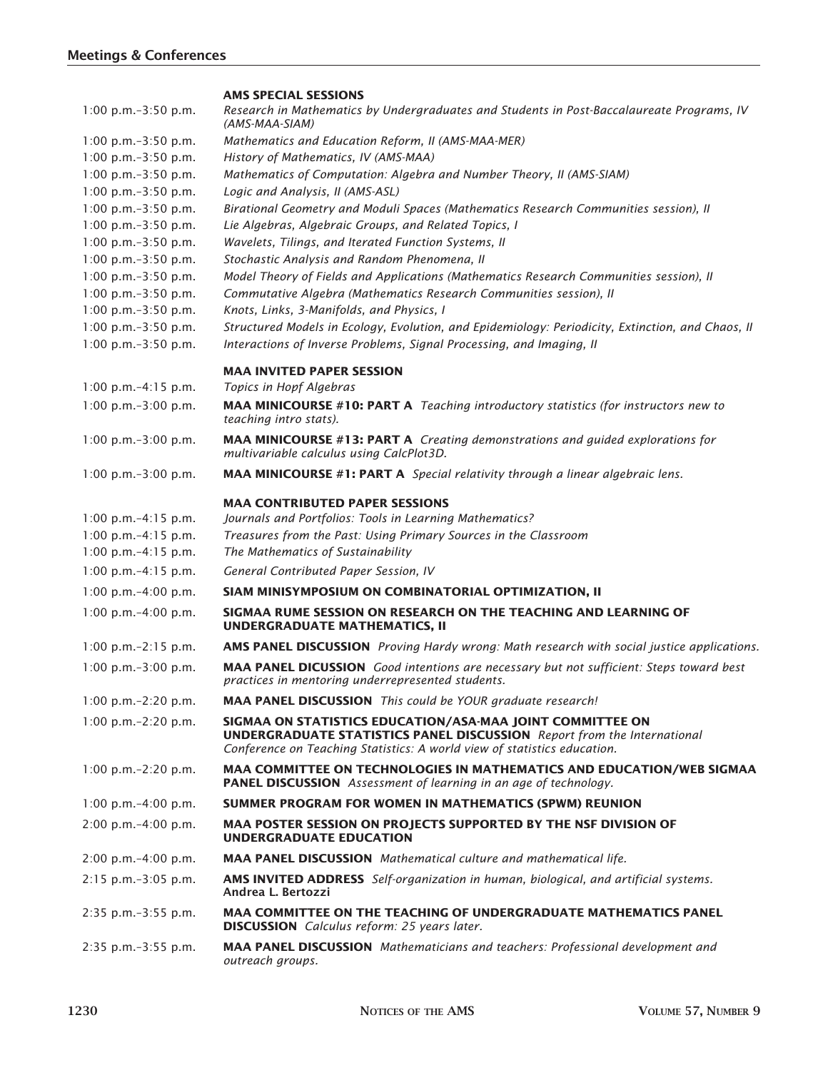**AMS SPECIAL SESSIONS**

1:00 p.m.–3:50 p.m. *Research in Mathematics by Undergraduates and Students in Post-Baccalaureate Programs, IV (AMS-MAA-SIAM)*

1:00 p.m.–3:50 p.m. *Mathematics and Education Reform, II (AMS-MAA-MER)*

1:00 p.m.–3:50 p.m. *History of Mathematics, IV (AMS-MAA)*

1:00 p.m.–3:50 p.m. *Mathematics of Computation: Algebra and Number Theory, II (AMS-SIAM)*

1:00 p.m.–3:50 p.m. *Logic and Analysis, II (AMS-ASL)*

1:00 p.m.–3:50 p.m. *Birational Geometry and Moduli Spaces (Mathematics Research Communities session), II*

1:00 p.m.–3:50 p.m. *Lie Algebras, Algebraic Groups, and Related Topics, I*

1:00 p.m.–3:50 p.m. *Wavelets, Tilings, and Iterated Function Systems, II*

1:00 p.m.–3:50 p.m. *Stochastic Analysis and Random Phenomena, II*

1:00 p.m.–3:50 p.m. *Model Theory of Fields and Applications (Mathematics Research Communities session), II*

1:00 p.m.–3:50 p.m. *Commutative Algebra (Mathematics Research Communities session), II*

1:00 p.m.–3:50 p.m. *Knots, Links, 3-Manifolds, and Physics, I*

1:00 p.m.–3:50 p.m. *Structured Models in Ecology, Evolution, and Epidemiology: Periodicity, Extinction, and Chaos, II*

1:00 p.m.–3:50 p.m. *Interactions of Inverse Problems, Signal Processing, and Imaging, II*

**MAA INVITED PAPER SESSION**

1:00 p.m.–4:15 p.m. *Topics in Hopf Algebras*

1:00 p.m.–3:00 p.m. **MAA MINICOURSE #10: PART A** *Teaching introductory statistics (for instructors new to teaching intro stats).*

1:00 p.m.–3:00 p.m. **MAA MINICOURSE #13: PART A** *Creating demonstrations and guided explorations for multivariable calculus using CalcPlot3D.*

1:00 p.m.–3:00 p.m. **MAA MINICOURSE #1: PART A** *Special relativity through a linear algebraic lens.*

**MAA CONTRIBUTED PAPER SESSIONS**

1:00 p.m.–4:15 p.m. *Journals and Portfolios: Tools in Learning Mathematics?*

1:00 p.m.–4:15 p.m. *Treasures from the Past: Using Primary Sources in the Classroom*

1:00 p.m.–4:15 p.m. *The Mathematics of Sustainability*

1:00 p.m.–4:15 p.m. *General Contributed Paper Session, IV*

1:00 p.m.–4:00 p.m. **SIAM MINISYMPOSIUM ON COMBINATORIAL OPTIMIZATION, II**

1:00 p.m.–4:00 p.m. **SIGMAA RUME SESSION ON RESEARCH ON THE TEACHING AND LEARNING OF UNDERGRADUATE MATHEMATICS, II**

1:00 p.m.–2:15 p.m. **AMS PANEL DISCUSSION** *Proving Hardy wrong: Math research with social justice applications.*

1:00 p.m.–3:00 p.m. **MAA PANEL DICUSSION** *Good intentions are necessary but not sufficient: Steps toward best practices in mentoring underrepresented students.*

1:00 p.m.–2:20 p.m. **MAA PANEL DISCUSSION** *This could be YOUR graduate research!*

1:00 p.m.–2:20 p.m. **SIGMAA ON STATISTICS EDUCATION/ASA-MAA JOINT COMMITTEE ON UNDERGRADUATE STATISTICS PANEL DISCUSSION** *Report from the International Conference on Teaching Statistics: A world view of statistics education.*

1:00 p.m.–2:20 p.m. **MAA COMMITTEE ON TECHNOLOGIES IN MATHEMATICS AND EDUCATION/WEB SIGMAA PANEL DISCUSSION** *Assessment of learning in an age of technology.*

1:00 p.m.–4:00 p.m. **SUMMER PROGRAM FOR WOMEN IN MATHEMATICS (SPWM) REUNION**

2:00 p.m.–4:00 p.m. **MAA POSTER SESSION ON PROJECTS SUPPORTED BY THE NSF DIVISION OF UNDERGRADUATE EDUCATION**

2:00 p.m.–4:00 p.m. **MAA PANEL DISCUSSION** *Mathematical culture and mathematical life.*

2:15 p.m.–3:05 p.m. **AMS INVITED ADDRESS** *Self-organization in human, biological, and artificial systems.* **Andrea L. Bertozzi**

2:35 p.m.–3:55 p.m. **MAA COMMITTEE ON THE TEACHING OF UNDERGRADUATE MATHEMATICS PANEL DISCUSSION** *Calculus reform: 25 years later.*

2:35 p.m.–3:55 p.m. **MAA PANEL DISCUSSION** *Mathematicians and teachers: Professional development and outreach groups.*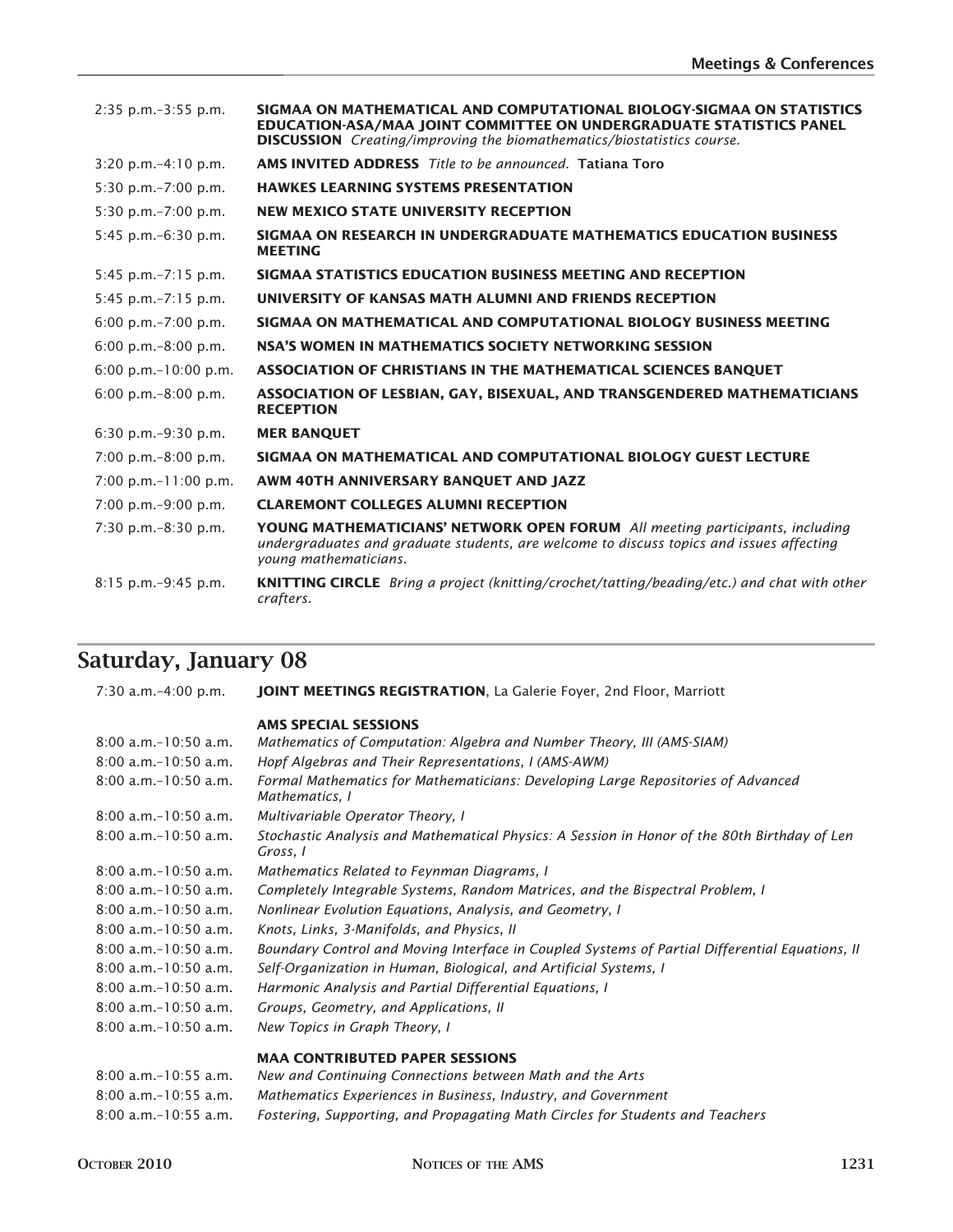2:35 p.m.–3:55 p.m. **SIGMAA ON MATHEMATICAL AND COMPUTATIONAL BIOLOGY-SIGMAA ON STATISTICS EDUCATION-ASA/MAA JOINT COMMITTEE ON UNDERGRADUATE STATISTICS PANEL DISCUSSION** *Creating/improving the biomathematics/biostatistics course.*

3:20 p.m.–4:10 p.m. **AMS INVITED ADDRESS** *Title to be announced.* **Tatiana Toro**

5:30 p.m.–7:00 p.m. **HAWKES LEARNING SYSTEMS PRESENTATION**

5:30 p.m.–7:00 p.m. **NEW MEXICO STATE UNIVERSITY RECEPTION**

5:45 p.m.–6:30 p.m. **SIGMAA ON RESEARCH IN UNDERGRADUATE MATHEMATICS EDUCATION BUSINESS MEETING**

5:45 p.m.–7:15 p.m. **SIGMAA STATISTICS EDUCATION BUSINESS MEETING AND RECEPTION**

5:45 p.m.–7:15 p.m. **UNIVERSITY OF KANSAS MATH ALUMNI AND FRIENDS RECEPTION**

6:00 p.m.–7:00 p.m. **SIGMAA ON MATHEMATICAL AND COMPUTATIONAL BIOLOGY BUSINESS MEETING**

6:00 p.m.–8:00 p.m. **NSA'S WOMEN IN MATHEMATICS SOCIETY NETWORKING SESSION**

6:00 p.m.–10:00 p.m. **ASSOCIATION OF CHRISTIANS IN THE MATHEMATICAL SCIENCES BANQUET**

6:00 p.m.–8:00 p.m. **ASSOCIATION OF LESBIAN, GAY, BISEXUAL, AND TRANSGENDERED MATHEMATICIANS RECEPTION**

6:30 p.m.–9:30 p.m. **MER BANQUET**

7:00 p.m.–8:00 p.m. **SIGMAA ON MATHEMATICAL AND COMPUTATIONAL BIOLOGY GUEST LECTURE**

7:00 p.m.–11:00 p.m. **AWM 40TH ANNIVERSARY BANQUET AND JAZZ**

7:00 p.m.–9:00 p.m. **CLAREMONT COLLEGES ALUMNI RECEPTION**

7:30 p.m.–8:30 p.m. **YOUNG MATHEMATICIANS' NETWORK OPEN FORUM** *All meeting participants, including undergraduates and graduate students, are welcome to discuss topics and issues affecting young mathematicians.*

8:15 p.m.–9:45 p.m. **KNITTING CIRCLE** *Bring a project (knitting/crochet/tatting/beading/etc.) and chat with other crafters.*

## Saturday, January 08

7:30 a.m.–4:00 p.m. **JOINT MEETINGS REGISTRATION**, La Galerie Foyer, 2nd Floor, Marriott

**AMS SPECIAL SESSIONS**

8:00 a.m.–10:50 a.m. *Mathematics of Computation: Algebra and Number Theory, III (AMS-SIAM)*

8:00 a.m.–10:50 a.m. *Hopf Algebras and Their Representations, I (AMS-AWM)*

8:00 a.m.–10:50 a.m. *Formal Mathematics for Mathematicians: Developing Large Repositories of Advanced Mathematics, I*

8:00 a.m.–10:50 a.m. *Multivariable Operator Theory, I*

8:00 a.m.–10:50 a.m. *Stochastic Analysis and Mathematical Physics: A Session in Honor of the 80th Birthday of Len Gross, I*

8:00 a.m.–10:50 a.m. *Mathematics Related to Feynman Diagrams, I*

8:00 a.m.–10:50 a.m. *Completely Integrable Systems, Random Matrices, and the Bispectral Problem, I*

8:00 a.m.–10:50 a.m. *Nonlinear Evolution Equations, Analysis, and Geometry, I*

8:00 a.m.–10:50 a.m. *Knots, Links, 3-Manifolds, and Physics, II*

8:00 a.m.–10:50 a.m. *Boundary Control and Moving Interface in Coupled Systems of Partial Differential Equations, II*

8:00 a.m.–10:50 a.m. *Self-Organization in Human, Biological, and Artificial Systems, I*

8:00 a.m.–10:50 a.m. *Harmonic Analysis and Partial Differential Equations, I*

8:00 a.m.–10:50 a.m. *Groups, Geometry, and Applications, II*

8:00 a.m.–10:50 a.m. *New Topics in Graph Theory, I*

**MAA CONTRIBUTED PAPER SESSIONS**

8:00 a.m.–10:55 a.m. *New and Continuing Connections between Math and the Arts*

8:00 a.m.–10:55 a.m. *Mathematics Experiences in Business, Industry, and Government*

8:00 a.m.–10:55 a.m. *Fostering, Supporting, and Propagating Math Circles for Students and Teachers*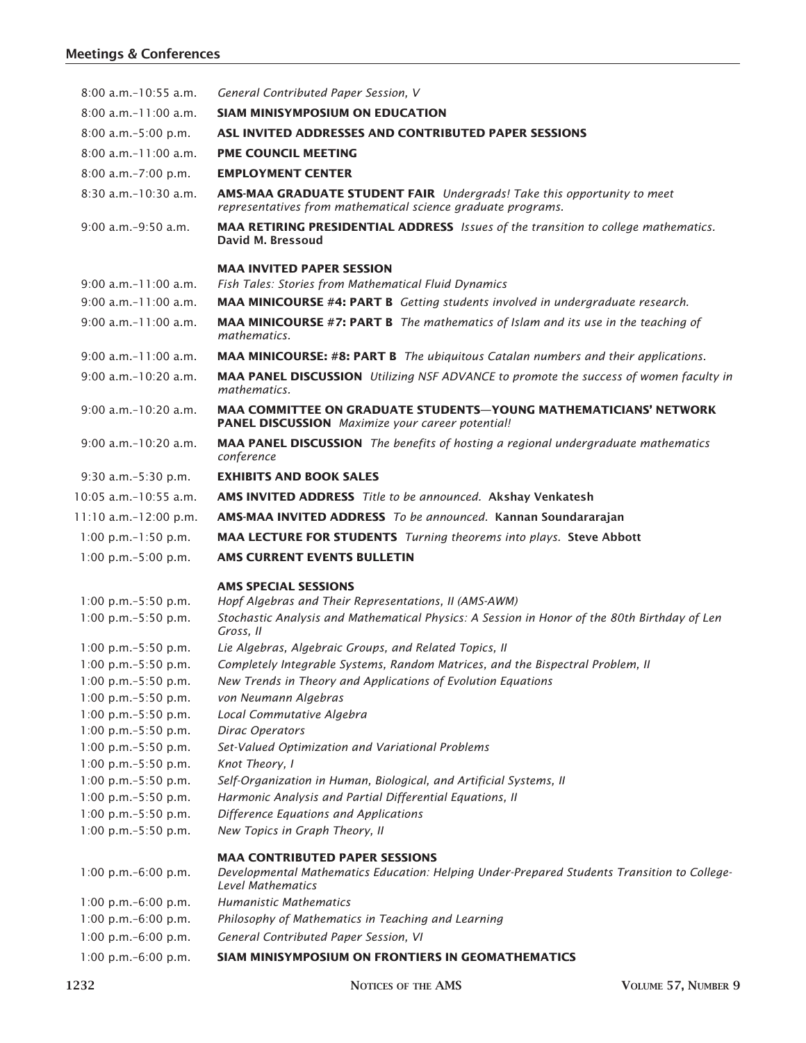8:00 a.m.–10:55 a.m. *General Contributed Paper Session, V*

8:00 a.m.–11:00 a.m. **SIAM MINISYMPOSIUM ON EDUCATION**

8:00 a.m.–5:00 p.m. **ASL INVITED ADDRESSES AND CONTRIBUTED PAPER SESSIONS**

8:00 a.m.–11:00 a.m. **PME COUNCIL MEETING**

8:00 a.m.–7:00 p.m. **EMPLOYMENT CENTER**

8:30 a.m.–10:30 a.m. **AMS-MAA GRADUATE STUDENT FAIR** *Undergrads! Take this opportunity to meet representatives from mathematical science graduate programs.*

9:00 a.m.–9:50 a.m. **MAA RETIRING PRESIDENTIAL ADDRESS** *Issues of the transition to college mathematics.* **David M. Bressoud**

**MAA INVITED PAPER SESSION**

9:00 a.m.–11:00 a.m. *Fish Tales: Stories from Mathematical Fluid Dynamics*

9:00 a.m.–11:00 a.m. **MAA MINICOURSE #4: PART B** *Getting students involved in undergraduate research.*

9:00 a.m.–11:00 a.m. **MAA MINICOURSE #7: PART B** *The mathematics of Islam and its use in the teaching of mathematics.*

9:00 a.m.–11:00 a.m. **MAA MINICOURSE: #8: PART B** *The ubiquitous Catalan numbers and their applications.*

9:00 a.m.–10:20 a.m. **MAA PANEL DISCUSSION** *Utilizing NSF ADVANCE to promote the success of women faculty in mathematics.*

9:00 a.m.–10:20 a.m. **MAA COMMITTEE ON GRADUATE STUDENTS—YOUNG MATHEMATICIANS' NETWORK PANEL DISCUSSION** *Maximize your career potential!*

9:00 a.m.–10:20 a.m. **MAA PANEL DISCUSSION** *The benefits of hosting a regional undergraduate mathematics conference*

9:30 a.m.–5:30 p.m. **EXHIBITS AND BOOK SALES**

10:05 a.m.–10:55 a.m. **AMS INVITED ADDRESS** *Title to be announced.* **Akshay Venkatesh**

11:10 a.m.–12:00 p.m. **AMS-MAA INVITED ADDRESS** *To be announced.* **Kannan Soundararajan**

1:00 p.m.–1:50 p.m. **MAA LECTURE FOR STUDENTS** *Turning theorems into plays.* **Steve Abbott**

1:00 p.m.–5:00 p.m. **AMS CURRENT EVENTS BULLETIN**

**AMS SPECIAL SESSIONS**

1:00 p.m.–5:50 p.m. *Hopf Algebras and Their Representations, II (AMS-AWM)*
1:00 p.m.–5:50 p.m. *Stochastic Analysis and Mathematical Physics: A Session in Honor of the 80th Birthday of Len Gross, II*
1:00 p.m.–5:50 p.m. *Lie Algebras, Algebraic Groups, and Related Topics, II*
1:00 p.m.–5:50 p.m. *Completely Integrable Systems, Random Matrices, and the Bispectral Problem, II*
1:00 p.m.–5:50 p.m. *New Trends in Theory and Applications of Evolution Equations*
1:00 p.m.–5:50 p.m. *von Neumann Algebras*
1:00 p.m.–5:50 p.m. *Local Commutative Algebra*
1:00 p.m.–5:50 p.m. *Dirac Operators*
1:00 p.m.–5:50 p.m. *Set-Valued Optimization and Variational Problems*
1:00 p.m.–5:50 p.m. *Knot Theory, I*
1:00 p.m.–5:50 p.m. *Self-Organization in Human, Biological, and Artificial Systems, II*
1:00 p.m.–5:50 p.m. *Harmonic Analysis and Partial Differential Equations, II*
1:00 p.m.–5:50 p.m. *Difference Equations and Applications*
1:00 p.m.–5:50 p.m. *New Topics in Graph Theory, II*

**MAA CONTRIBUTED PAPER SESSIONS**

1:00 p.m.–6:00 p.m. *Developmental Mathematics Education: Helping Under-Prepared Students Transition to College-Level Mathematics*
1:00 p.m.–6:00 p.m. *Humanistic Mathematics*
1:00 p.m.–6:00 p.m. *Philosophy of Mathematics in Teaching and Learning*
1:00 p.m.–6:00 p.m. *General Contributed Paper Session, VI*

1:00 p.m.–6:00 p.m. **SIAM MINISYMPOSIUM ON FRONTIERS IN GEOMATHEMATICS**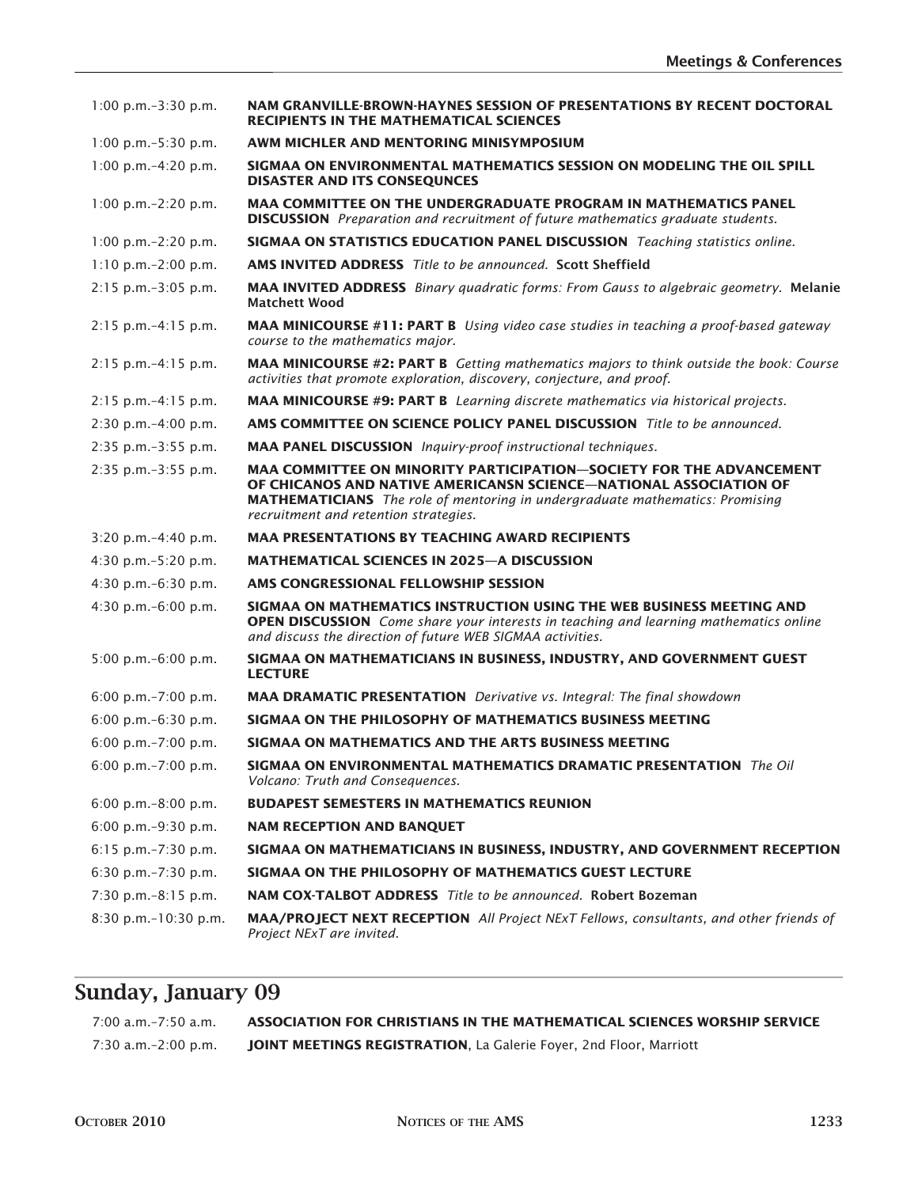1:00 p.m.–3:30 p.m. **NAM GRANVILLE-BROWN-HAYNES SESSION OF PRESENTATIONS BY RECENT DOCTORAL RECIPIENTS IN THE MATHEMATICAL SCIENCES**

1:00 p.m.–5:30 p.m. **AWM MICHLER AND MENTORING MINISYMPOSIUM**

1:00 p.m.–4:20 p.m. **SIGMAA ON ENVIRONMENTAL MATHEMATICS SESSION ON MODELING THE OIL SPILL DISASTER AND ITS CONSEQUNCES**

1:00 p.m.–2:20 p.m. **MAA COMMITTEE ON THE UNDERGRADUATE PROGRAM IN MATHEMATICS PANEL DISCUSSION** *Preparation and recruitment of future mathematics graduate students.*

1:00 p.m.–2:20 p.m. **SIGMAA ON STATISTICS EDUCATION PANEL DISCUSSION** *Teaching statistics online.*

1:10 p.m.–2:00 p.m. **AMS INVITED ADDRESS** *Title to be announced.* **Scott Sheffield**

2:15 p.m.–3:05 p.m. **MAA INVITED ADDRESS** *Binary quadratic forms: From Gauss to algebraic geometry.* **Melanie Matchett Wood**

2:15 p.m.–4:15 p.m. **MAA MINICOURSE #11: PART B** *Using video case studies in teaching a proof-based gateway course to the mathematics major.*

2:15 p.m.–4:15 p.m. **MAA MINICOURSE #2: PART B** *Getting mathematics majors to think outside the book: Course activities that promote exploration, discovery, conjecture, and proof.*

2:15 p.m.–4:15 p.m. **MAA MINICOURSE #9: PART B** *Learning discrete mathematics via historical projects.*

2:30 p.m.–4:00 p.m. **AMS COMMITTEE ON SCIENCE POLICY PANEL DISCUSSION** *Title to be announced.*

2:35 p.m.–3:55 p.m. **MAA PANEL DISCUSSION** *Inquiry-proof instructional techniques.*

2:35 p.m.–3:55 p.m. **MAA COMMITTEE ON MINORITY PARTICIPATION—SOCIETY FOR THE ADVANCEMENT OF CHICANOS AND NATIVE AMERICANSN SCIENCE—NATIONAL ASSOCIATION OF MATHEMATICIANS** *The role of mentoring in undergraduate mathematics: Promising recruitment and retention strategies.*

3:20 p.m.–4:40 p.m. **MAA PRESENTATIONS BY TEACHING AWARD RECIPIENTS**

4:30 p.m.–5:20 p.m. **MATHEMATICAL SCIENCES IN 2025—A DISCUSSION**

4:30 p.m.–6:30 p.m. **AMS CONGRESSIONAL FELLOWSHIP SESSION**

4:30 p.m.–6:00 p.m. **SIGMAA ON MATHEMATICS INSTRUCTION USING THE WEB BUSINESS MEETING AND OPEN DISCUSSION** *Come share your interests in teaching and learning mathematics online and discuss the direction of future WEB SIGMAA activities.*

5:00 p.m.–6:00 p.m. **SIGMAA ON MATHEMATICIANS IN BUSINESS, INDUSTRY, AND GOVERNMENT GUEST LECTURE**

6:00 p.m.–7:00 p.m. **MAA DRAMATIC PRESENTATION** *Derivative vs. Integral: The final showdown*

6:00 p.m.–6:30 p.m. **SIGMAA ON THE PHILOSOPHY OF MATHEMATICS BUSINESS MEETING**

6:00 p.m.–7:00 p.m. **SIGMAA ON MATHEMATICS AND THE ARTS BUSINESS MEETING**

6:00 p.m.–7:00 p.m. **SIGMAA ON ENVIRONMENTAL MATHEMATICS DRAMATIC PRESENTATION** *The Oil Volcano: Truth and Consequences.*

6:00 p.m.–8:00 p.m. **BUDAPEST SEMESTERS IN MATHEMATICS REUNION**

6:00 p.m.–9:30 p.m. **NAM RECEPTION AND BANQUET**

6:15 p.m.–7:30 p.m. **SIGMAA ON MATHEMATICIANS IN BUSINESS, INDUSTRY, AND GOVERNMENT RECEPTION**

6:30 p.m.–7:30 p.m. **SIGMAA ON THE PHILOSOPHY OF MATHEMATICS GUEST LECTURE**

7:30 p.m.–8:15 p.m. **NAM COX-TALBOT ADDRESS** *Title to be announced.* **Robert Bozeman**

8:30 p.m.–10:30 p.m. **MAA/PROJECT NEXT RECEPTION** *All Project NExT Fellows, consultants, and other friends of Project NExT are invited.*

## Sunday, January 09

7:00 a.m.–7:50 a.m. **ASSOCIATION FOR CHRISTIANS IN THE MATHEMATICAL SCIENCES WORSHIP SERVICE**

7:30 a.m.–2:00 p.m. **JOINT MEETINGS REGISTRATION**, La Galerie Foyer, 2nd Floor, Marriott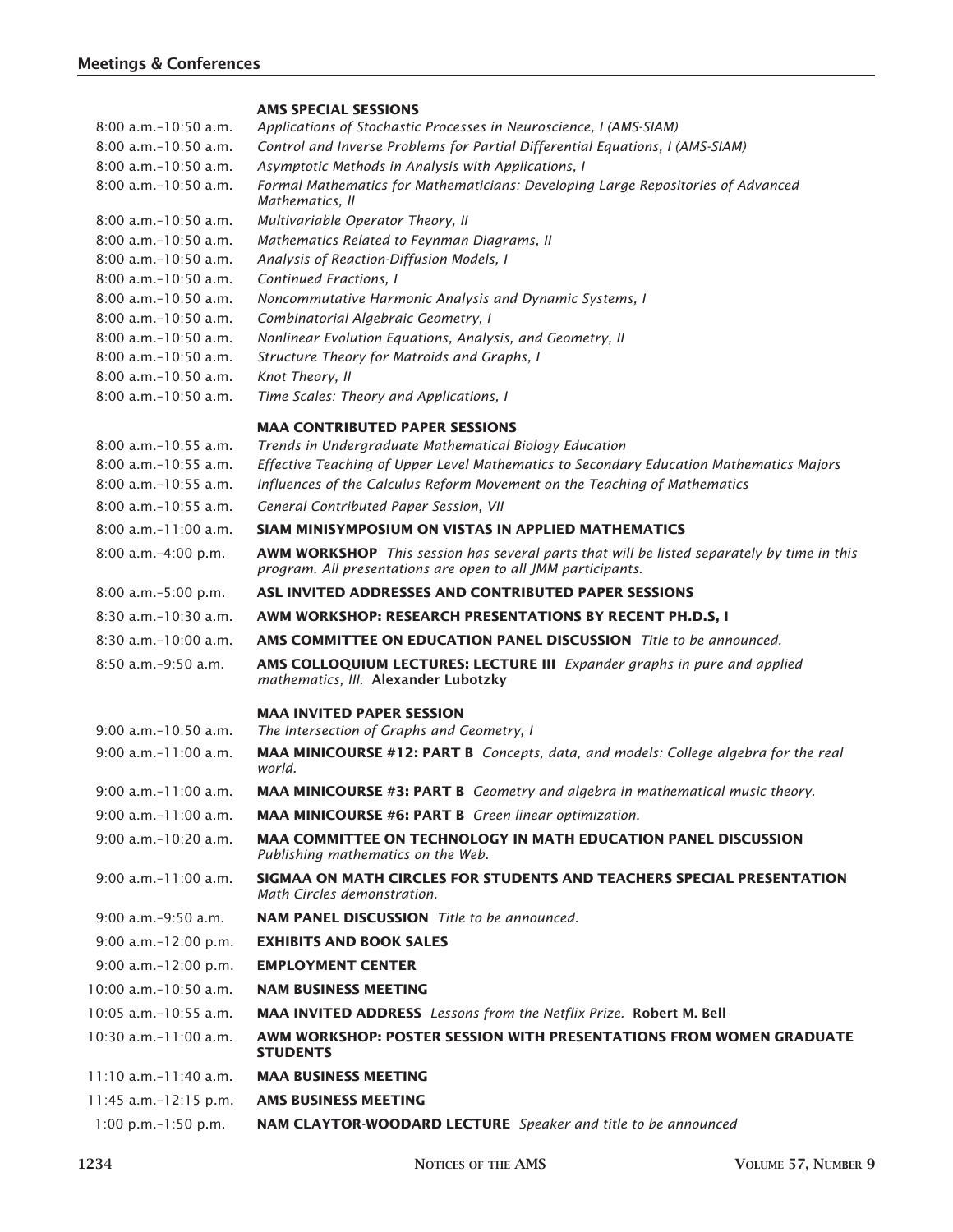**AMS SPECIAL SESSIONS**

| | |
|---|---|
| 8:00 a.m.–10:50 a.m. | *Applications of Stochastic Processes in Neuroscience, I (AMS-SIAM)* |
| 8:00 a.m.–10:50 a.m. | *Control and Inverse Problems for Partial Differential Equations, I (AMS-SIAM)* |
| 8:00 a.m.–10:50 a.m. | *Asymptotic Methods in Analysis with Applications, I* |
| 8:00 a.m.–10:50 a.m. | *Formal Mathematics for Mathematicians: Developing Large Repositories of Advanced Mathematics, II* |
| 8:00 a.m.–10:50 a.m. | *Multivariable Operator Theory, II* |
| 8:00 a.m.–10:50 a.m. | *Mathematics Related to Feynman Diagrams, II* |
| 8:00 a.m.–10:50 a.m. | *Analysis of Reaction-Diffusion Models, I* |
| 8:00 a.m.–10:50 a.m. | *Continued Fractions, I* |
| 8:00 a.m.–10:50 a.m. | *Noncommutative Harmonic Analysis and Dynamic Systems, I* |
| 8:00 a.m.–10:50 a.m. | *Combinatorial Algebraic Geometry, I* |
| 8:00 a.m.–10:50 a.m. | *Nonlinear Evolution Equations, Analysis, and Geometry, II* |
| 8:00 a.m.–10:50 a.m. | *Structure Theory for Matroids and Graphs, I* |
| 8:00 a.m.–10:50 a.m. | *Knot Theory, II* |
| 8:00 a.m.–10:50 a.m. | *Time Scales: Theory and Applications, I* |

**MAA CONTRIBUTED PAPER SESSIONS**

| | |
|---|---|
| 8:00 a.m.–10:55 a.m. | *Trends in Undergraduate Mathematical Biology Education* |
| 8:00 a.m.–10:55 a.m. | *Effective Teaching of Upper Level Mathematics to Secondary Education Mathematics Majors* |
| 8:00 a.m.–10:55 a.m. | *Influences of the Calculus Reform Movement on the Teaching of Mathematics* |
| 8:00 a.m.–10:55 a.m. | *General Contributed Paper Session, VII* |
| 8:00 a.m.–11:00 a.m. | **SIAM MINISYMPOSIUM ON VISTAS IN APPLIED MATHEMATICS** |
| 8:00 a.m.–4:00 p.m. | **AWM WORKSHOP** *This session has several parts that will be listed separately by time in this program. All presentations are open to all JMM participants.* |
| 8:00 a.m.–5:00 p.m. | **ASL INVITED ADDRESSES AND CONTRIBUTED PAPER SESSIONS** |
| 8:30 a.m.–10:30 a.m. | **AWM WORKSHOP: RESEARCH PRESENTATIONS BY RECENT PH.D.S, I** |
| 8:30 a.m.–10:00 a.m. | **AMS COMMITTEE ON EDUCATION PANEL DISCUSSION** *Title to be announced.* |
| 8:50 a.m.–9:50 a.m. | **AMS COLLOQUIUM LECTURES: LECTURE III** *Expander graphs in pure and applied mathematics, III.* **Alexander Lubotzky** |

**MAA INVITED PAPER SESSION**

| | |
|---|---|
| 9:00 a.m.–10:50 a.m. | *The Intersection of Graphs and Geometry, I* |
| 9:00 a.m.–11:00 a.m. | **MAA MINICOURSE #12: PART B** *Concepts, data, and models: College algebra for the real world.* |
| 9:00 a.m.–11:00 a.m. | **MAA MINICOURSE #3: PART B** *Geometry and algebra in mathematical music theory.* |
| 9:00 a.m.–11:00 a.m. | **MAA MINICOURSE #6: PART B** *Green linear optimization.* |
| 9:00 a.m.–10:20 a.m. | **MAA COMMITTEE ON TECHNOLOGY IN MATH EDUCATION PANEL DISCUSSION** *Publishing mathematics on the Web.* |
| 9:00 a.m.–11:00 a.m. | **SIGMAA ON MATH CIRCLES FOR STUDENTS AND TEACHERS SPECIAL PRESENTATION** *Math Circles demonstration.* |
| 9:00 a.m.–9:50 a.m. | **NAM PANEL DISCUSSION** *Title to be announced.* |
| 9:00 a.m.–12:00 p.m. | **EXHIBITS AND BOOK SALES** |
| 9:00 a.m.–12:00 p.m. | **EMPLOYMENT CENTER** |
| 10:00 a.m.–10:50 a.m. | **NAM BUSINESS MEETING** |
| 10:05 a.m.–10:55 a.m. | **MAA INVITED ADDRESS** *Lessons from the Netflix Prize.* **Robert M. Bell** |
| 10:30 a.m.–11:00 a.m. | **AWM WORKSHOP: POSTER SESSION WITH PRESENTATIONS FROM WOMEN GRADUATE STUDENTS** |
| 11:10 a.m.–11:40 a.m. | **MAA BUSINESS MEETING** |
| 11:45 a.m.–12:15 p.m. | **AMS BUSINESS MEETING** |
| 1:00 p.m.–1:50 p.m. | **NAM CLAYTOR-WOODARD LECTURE** *Speaker and title to be announced* |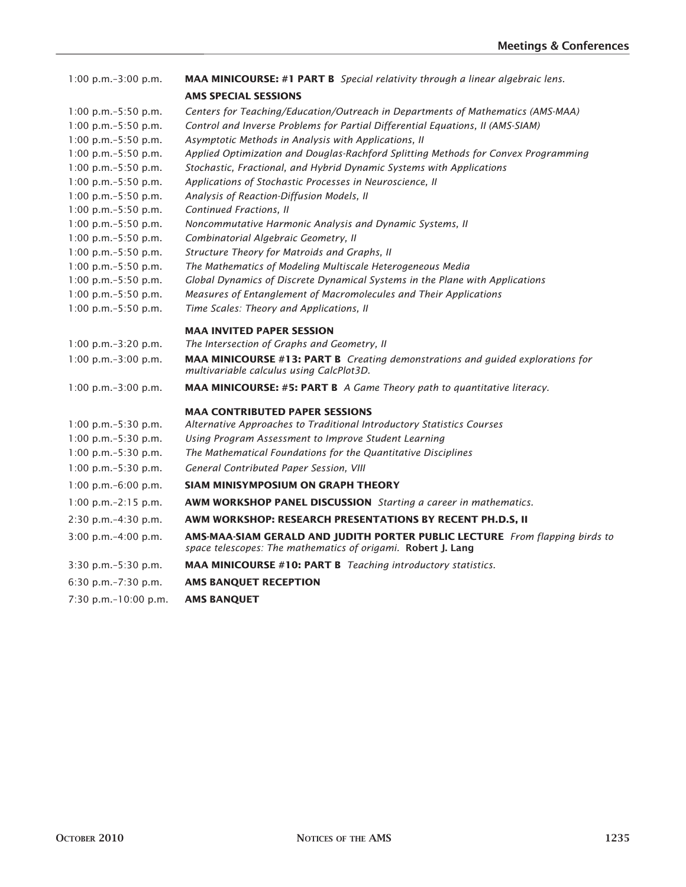| | |
|---|---|
| 1:00 p.m.–3:00 p.m. | **MAA MINICOURSE: #1 PART B** *Special relativity through a linear algebraic lens.* |
| | **AMS SPECIAL SESSIONS** |
| 1:00 p.m.–5:50 p.m. | *Centers for Teaching/Education/Outreach in Departments of Mathematics (AMS-MAA)* |
| 1:00 p.m.–5:50 p.m. | *Control and Inverse Problems for Partial Differential Equations, II (AMS-SIAM)* |
| 1:00 p.m.–5:50 p.m. | *Asymptotic Methods in Analysis with Applications, II* |
| 1:00 p.m.–5:50 p.m. | *Applied Optimization and Douglas-Rachford Splitting Methods for Convex Programming* |
| 1:00 p.m.–5:50 p.m. | *Stochastic, Fractional, and Hybrid Dynamic Systems with Applications* |
| 1:00 p.m.–5:50 p.m. | *Applications of Stochastic Processes in Neuroscience, II* |
| 1:00 p.m.–5:50 p.m. | *Analysis of Reaction-Diffusion Models, II* |
| 1:00 p.m.–5:50 p.m. | *Continued Fractions, II* |
| 1:00 p.m.–5:50 p.m. | *Noncommutative Harmonic Analysis and Dynamic Systems, II* |
| 1:00 p.m.–5:50 p.m. | *Combinatorial Algebraic Geometry, II* |
| 1:00 p.m.–5:50 p.m. | *Structure Theory for Matroids and Graphs, II* |
| 1:00 p.m.–5:50 p.m. | *The Mathematics of Modeling Multiscale Heterogeneous Media* |
| 1:00 p.m.–5:50 p.m. | *Global Dynamics of Discrete Dynamical Systems in the Plane with Applications* |
| 1:00 p.m.–5:50 p.m. | *Measures of Entanglement of Macromolecules and Their Applications* |
| 1:00 p.m.–5:50 p.m. | *Time Scales: Theory and Applications, II* |
| | **MAA INVITED PAPER SESSION** |
| 1:00 p.m.–3:20 p.m. | *The Intersection of Graphs and Geometry, II* |
| 1:00 p.m.–3:00 p.m. | **MAA MINICOURSE #13: PART B** *Creating demonstrations and guided explorations for multivariable calculus using CalcPlot3D.* |
| 1:00 p.m.–3:00 p.m. | **MAA MINICOURSE: #5: PART B** *A Game Theory path to quantitative literacy.* |
| | **MAA CONTRIBUTED PAPER SESSIONS** |
| 1:00 p.m.–5:30 p.m. | *Alternative Approaches to Traditional Introductory Statistics Courses* |
| 1:00 p.m.–5:30 p.m. | *Using Program Assessment to Improve Student Learning* |
| 1:00 p.m.–5:30 p.m. | *The Mathematical Foundations for the Quantitative Disciplines* |
| 1:00 p.m.–5:30 p.m. | *General Contributed Paper Session, VIII* |
| 1:00 p.m.–6:00 p.m. | **SIAM MINISYMPOSIUM ON GRAPH THEORY** |
| 1:00 p.m.–2:15 p.m. | **AWM WORKSHOP PANEL DISCUSSION** *Starting a career in mathematics.* |
| 2:30 p.m.–4:30 p.m. | **AWM WORKSHOP: RESEARCH PRESENTATIONS BY RECENT PH.D.S, II** |
| 3:00 p.m.–4:00 p.m. | **AMS-MAA-SIAM GERALD AND JUDITH PORTER PUBLIC LECTURE** *From flapping birds to space telescopes: The mathematics of origami.* **Robert J. Lang** |
| 3:30 p.m.–5:30 p.m. | **MAA MINICOURSE #10: PART B** *Teaching introductory statistics.* |
| 6:30 p.m.–7:30 p.m. | **AMS BANQUET RECEPTION** |
| 7:30 p.m.–10:00 p.m. | **AMS BANQUET** |